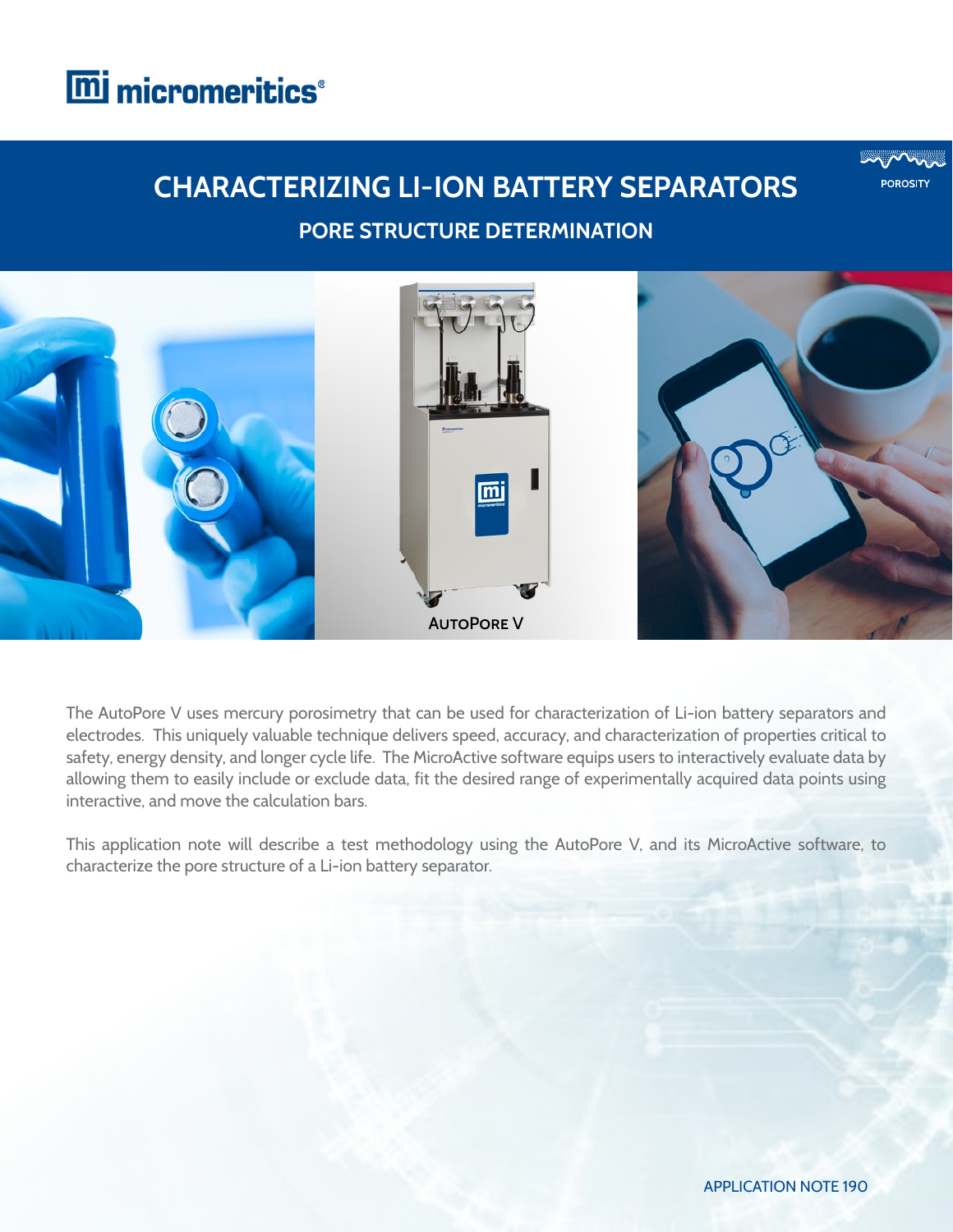# CHARACTERIZING LI-ION BATTERY SEPARATORS

## PORE STRUCTURE DETERMINATION

AutoPore V

The AutoPore V uses mercury porosimetry that can be used for characterization of Li-ion battery separators and electrodes. This uniquely valuable technique delivers speed, accuracy, and characterization of properties critical to safety, energy density, and longer cycle life. The MicroActive software equips users to interactively evaluate data by allowing them to easily include or exclude data, fit the desired range of experimentally acquired data points using interactive, and move the calculation bars.

This application note will describe a test methodology using the AutoPore V, and its MicroActive software, to characterize the pore structure of a Li-ion battery separator.

APPLICATION NOTE 190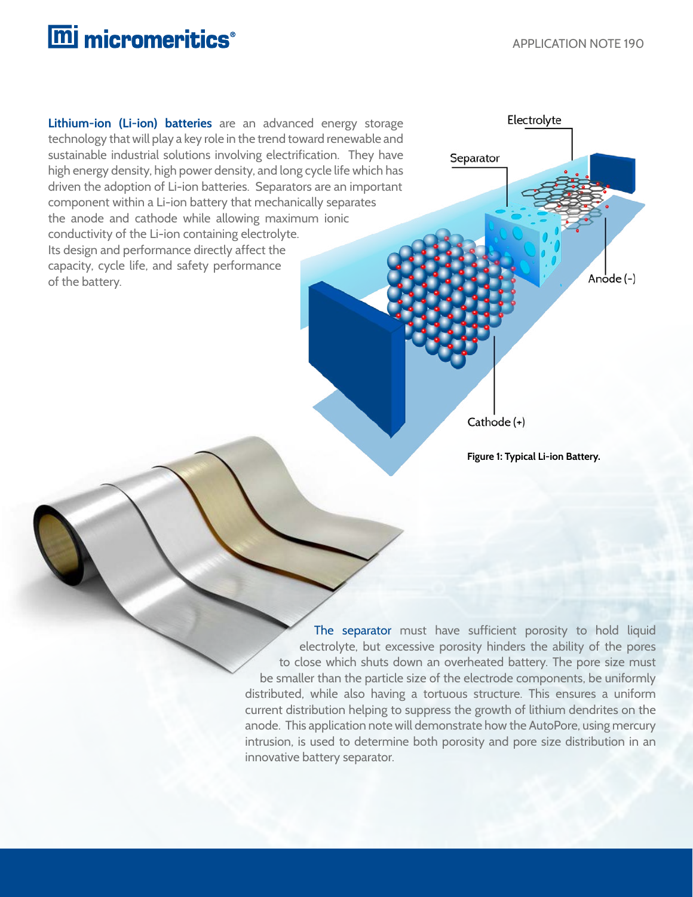**Lithium-ion (Li-ion) batteries** are an advanced energy storage technology that will play a key role in the trend toward renewable and sustainable industrial solutions involving electrification. They have high energy density, high power density, and long cycle life which has driven the adoption of Li-ion batteries. Separators are an important component within a Li-ion battery that mechanically separates the anode and cathode while allowing maximum ionic conductivity of the Li-ion containing electrolyte. Its design and performance directly affect the capacity, cycle life, and safety performance of the battery.

Electrolyte

Separator

Anode (-)

Cathode (+)

**Figure 1: Typical Li-ion Battery.**

The separator must have sufficient porosity to hold liquid electrolyte, but excessive porosity hinders the ability of the pores to close which shuts down an overheated battery. The pore size must be smaller than the particle size of the electrode components, be uniformly distributed, while also having a tortuous structure. This ensures a uniform current distribution helping to suppress the growth of lithium dendrites on the anode. This application note will demonstrate how the AutoPore, using mercury intrusion, is used to determine both porosity and pore size distribution in an innovative battery separator.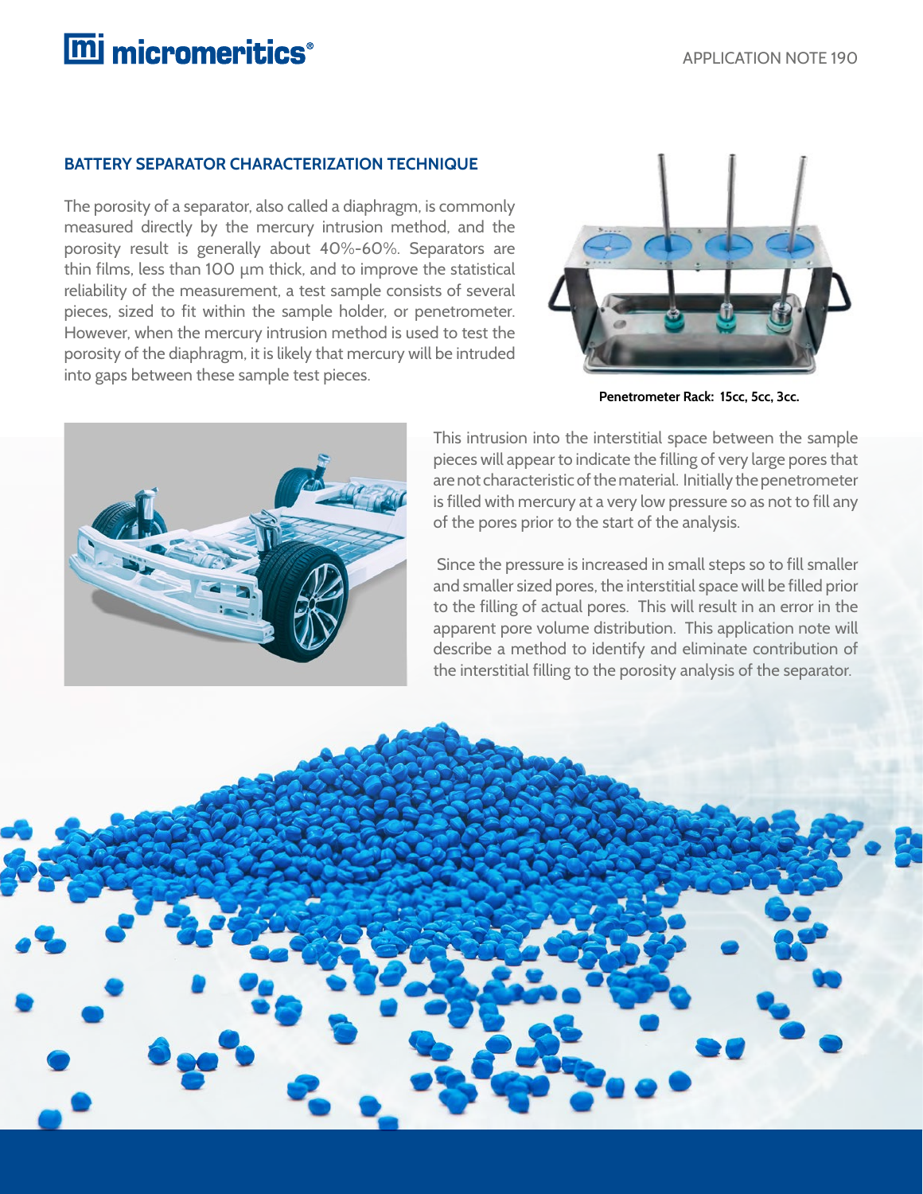## BATTERY SEPARATOR CHARACTERIZATION TECHNIQUE

The porosity of a separator, also called a diaphragm, is commonly measured directly by the mercury intrusion method, and the porosity result is generally about 40%-60%. Separators are thin films, less than 100 μm thick, and to improve the statistical reliability of the measurement, a test sample consists of several pieces, sized to fit within the sample holder, or penetrometer. However, when the mercury intrusion method is used to test the porosity of the diaphragm, it is likely that mercury will be intruded into gaps between these sample test pieces.

**Penetrometer Rack: 15cc, 5cc, 3cc.**

This intrusion into the interstitial space between the sample pieces will appear to indicate the filling of very large pores that are not characteristic of the material. Initially the penetrometer is filled with mercury at a very low pressure so as not to fill any of the pores prior to the start of the analysis.

Since the pressure is increased in small steps so to fill smaller and smaller sized pores, the interstitial space will be filled prior to the filling of actual pores. This will result in an error in the apparent pore volume distribution. This application note will describe a method to identify and eliminate contribution of the interstitial filling to the porosity analysis of the separator.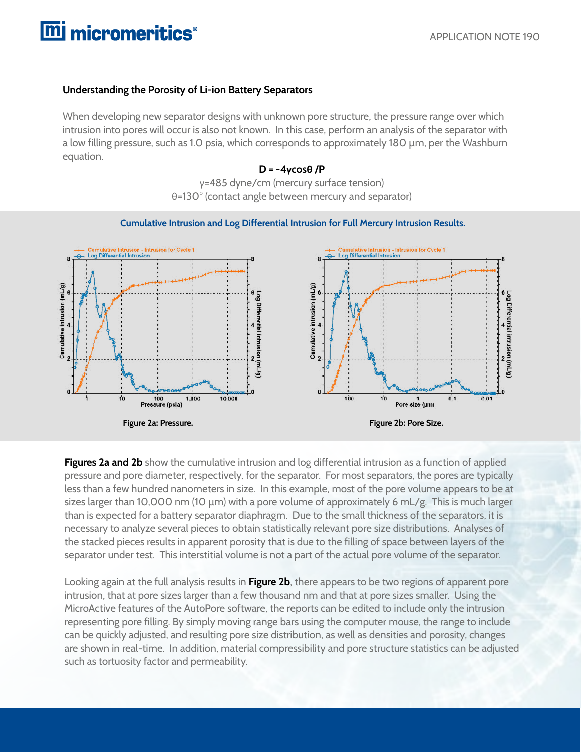### Understanding the Porosity of Li-ion Battery Separators

When developing new separator designs with unknown pore structure, the pressure range over which intrusion into pores will occur is also not known. In this case, perform an analysis of the separator with a low filling pressure, such as 1.0 psia, which corresponds to approximately 180 µm, per the Washburn equation.

$$D = -4\gamma\cos\theta / P$$

γ=485 dyne/cm (mercury surface tension)

θ=130° (contact angle between mercury and separator)

**Cumulative Intrusion and Log Differential Intrusion for Full Mercury Intrusion Results.**

Figure 2a: Pressure.

Figure 2b: Pore Size.

**Figures 2a and 2b** show the cumulative intrusion and log differential intrusion as a function of applied pressure and pore diameter, respectively, for the separator. For most separators, the pores are typically less than a few hundred nanometers in size. In this example, most of the pore volume appears to be at sizes larger than 10,000 nm (10 µm) with a pore volume of approximately 6 mL/g. This is much larger than is expected for a battery separator diaphragm. Due to the small thickness of the separators, it is necessary to analyze several pieces to obtain statistically relevant pore size distributions. Analyses of the stacked pieces results in apparent porosity that is due to the filling of space between layers of the separator under test. This interstitial volume is not a part of the actual pore volume of the separator.

Looking again at the full analysis results in **Figure 2b**, there appears to be two regions of apparent pore intrusion, that at pore sizes larger than a few thousand nm and that at pore sizes smaller. Using the MicroActive features of the AutoPore software, the reports can be edited to include only the intrusion representing pore filling. By simply moving range bars using the computer mouse, the range to include can be quickly adjusted, and resulting pore size distribution, as well as densities and porosity, changes are shown in real-time. In addition, material compressibility and pore structure statistics can be adjusted such as tortuosity factor and permeability.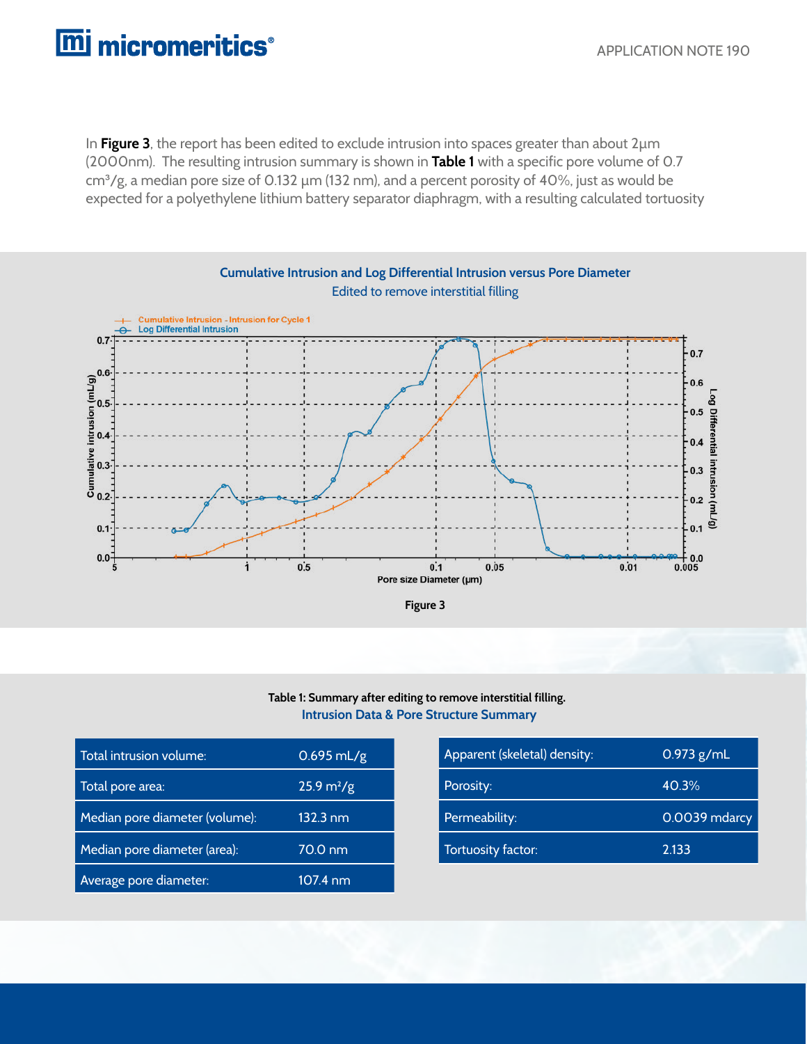In **Figure 3**, the report has been edited to exclude intrusion into spaces greater than about 2µm (2000nm). The resulting intrusion summary is shown in **Table 1** with a specific pore volume of 0.7 cm³/g, a median pore size of 0.132 µm (132 nm), and a percent porosity of 40%, just as would be expected for a polyethylene lithium battery separator diaphragm, with a resulting calculated tortuosity

Figure 3

**Table 1: Summary after editing to remove interstitial filling.**

Intrusion Data & Pore Structure Summary

| | |
|---|---|
| Total intrusion volume: | 0.695 mL/g |
| Total pore area: | 25.9 m²/g |
| Median pore diameter (volume): | 132.3 nm |
| Median pore diameter (area): | 70.0 nm |
| Average pore diameter: | 107.4 nm |

| | |
|---|---|
| Apparent (skeletal) density: | 0.973 g/mL |
| Porosity: | 40.3% |
| Permeability: | 0.0039 mdarcy |
| Tortuosity factor: | 2.133 |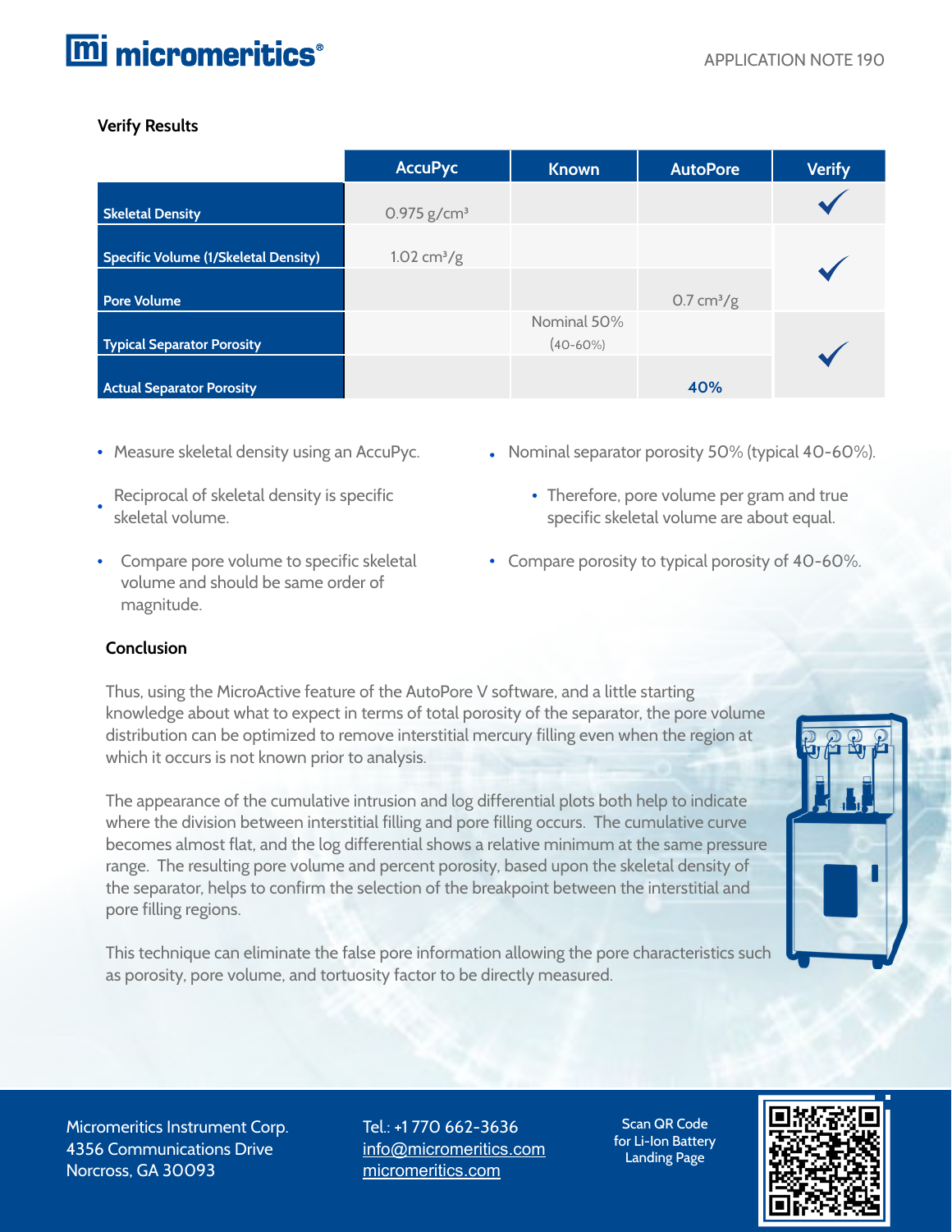## Verify Results

| | AccuPyc | Known | AutoPore | Verify |
|---|---|---|---|---|
| **Skeletal Density** | 0.975 g/cm³ | | | ✓ |
| **Specific Volume (1/Skeletal Density)** | 1.02 cm³/g | | | ✓ |
| **Pore Volume** | | | 0.7 cm³/g | |
| **Typical Separator Porosity** | | Nominal 50% (40-60%) | | ✓ |
| **Actual Separator Porosity** | | | **40%** | |

- Measure skeletal density using an AccuPyc.
- Reciprocal of skeletal density is specific skeletal volume.
- Compare pore volume to specific skeletal volume and should be same order of magnitude.
- Nominal separator porosity 50% (typical 40-60%).
  - Therefore, pore volume per gram and true specific skeletal volume are about equal.
- Compare porosity to typical porosity of 40-60%.

## Conclusion

Thus, using the MicroActive feature of the AutoPore V software, and a little starting knowledge about what to expect in terms of total porosity of the separator, the pore volume distribution can be optimized to remove interstitial mercury filling even when the region at which it occurs is not known prior to analysis.

The appearance of the cumulative intrusion and log differential plots both help to indicate where the division between interstitial filling and pore filling occurs. The cumulative curve becomes almost flat, and the log differential shows a relative minimum at the same pressure range. The resulting pore volume and percent porosity, based upon the skeletal density of the separator, helps to confirm the selection of the breakpoint between the interstitial and pore filling regions.

This technique can eliminate the false pore information allowing the pore characteristics such as porosity, pore volume, and tortuosity factor to be directly measured.

Micromeritics Instrument Corp.
4356 Communications Drive
Norcross, GA 30093

Tel.: +1 770 662-3636
info@micromeritics.com
micromeritics.com

Scan QR Code for Li-Ion Battery Landing Page